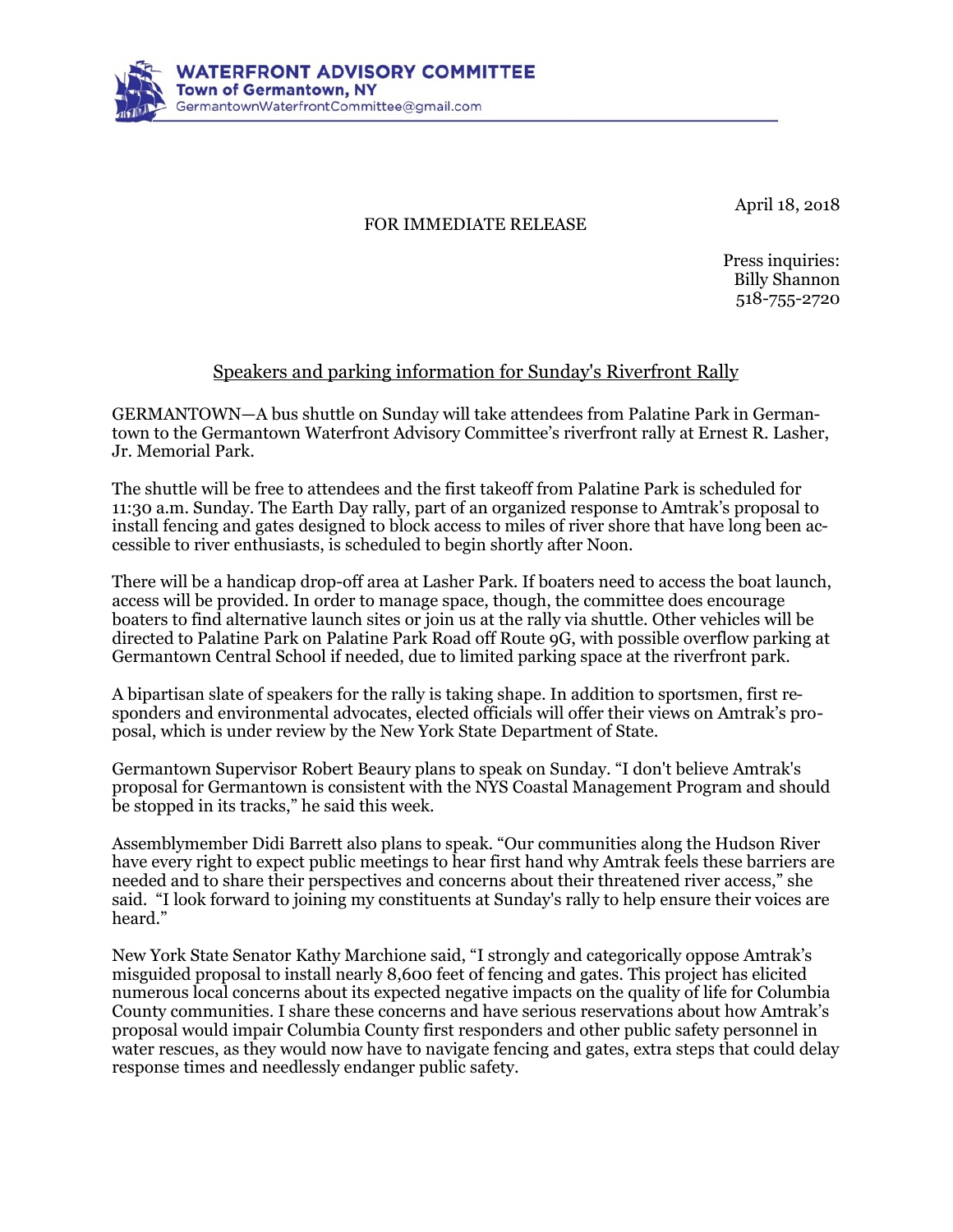**WATERFRONT ADVISORY COMMITTEE**
**Town of Germantown, NY**
GermantownWaterfrontCommittee@gmail.com

April 18, 2018

FOR IMMEDIATE RELEASE

Press inquiries:
Billy Shannon
518-755-2720

## Speakers and parking information for Sunday's Riverfront Rally

GERMANTOWN—A bus shuttle on Sunday will take attendees from Palatine Park in Germantown to the Germantown Waterfront Advisory Committee's riverfront rally at Ernest R. Lasher, Jr. Memorial Park.

The shuttle will be free to attendees and the first takeoff from Palatine Park is scheduled for 11:30 a.m. Sunday. The Earth Day rally, part of an organized response to Amtrak's proposal to install fencing and gates designed to block access to miles of river shore that have long been accessible to river enthusiasts, is scheduled to begin shortly after Noon.

There will be a handicap drop-off area at Lasher Park. If boaters need to access the boat launch, access will be provided. In order to manage space, though, the committee does encourage boaters to find alternative launch sites or join us at the rally via shuttle. Other vehicles will be directed to Palatine Park on Palatine Park Road off Route 9G, with possible overflow parking at Germantown Central School if needed, due to limited parking space at the riverfront park.

A bipartisan slate of speakers for the rally is taking shape. In addition to sportsmen, first responders and environmental advocates, elected officials will offer their views on Amtrak's proposal, which is under review by the New York State Department of State.

Germantown Supervisor Robert Beaury plans to speak on Sunday. "I don't believe Amtrak's proposal for Germantown is consistent with the NYS Coastal Management Program and should be stopped in its tracks," he said this week.

Assemblymember Didi Barrett also plans to speak. "Our communities along the Hudson River have every right to expect public meetings to hear first hand why Amtrak feels these barriers are needed and to share their perspectives and concerns about their threatened river access," she said. "I look forward to joining my constituents at Sunday's rally to help ensure their voices are heard."

New York State Senator Kathy Marchione said, "I strongly and categorically oppose Amtrak's misguided proposal to install nearly 8,600 feet of fencing and gates. This project has elicited numerous local concerns about its expected negative impacts on the quality of life for Columbia County communities. I share these concerns and have serious reservations about how Amtrak's proposal would impair Columbia County first responders and other public safety personnel in water rescues, as they would now have to navigate fencing and gates, extra steps that could delay response times and needlessly endanger public safety.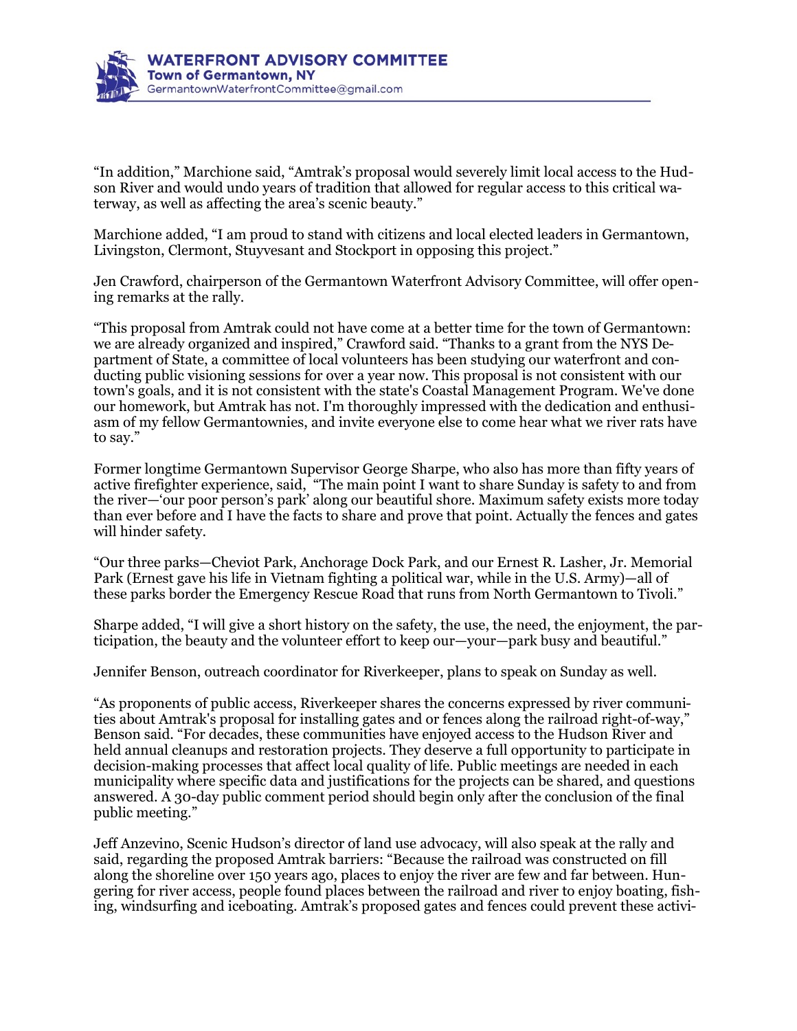"In addition," Marchione said, "Amtrak's proposal would severely limit local access to the Hudson River and would undo years of tradition that allowed for regular access to this critical waterway, as well as affecting the area's scenic beauty."

Marchione added, "I am proud to stand with citizens and local elected leaders in Germantown, Livingston, Clermont, Stuyvesant and Stockport in opposing this project."

Jen Crawford, chairperson of the Germantown Waterfront Advisory Committee, will offer opening remarks at the rally.

"This proposal from Amtrak could not have come at a better time for the town of Germantown: we are already organized and inspired," Crawford said. "Thanks to a grant from the NYS Department of State, a committee of local volunteers has been studying our waterfront and conducting public visioning sessions for over a year now. This proposal is not consistent with our town's goals, and it is not consistent with the state's Coastal Management Program. We've done our homework, but Amtrak has not. I'm thoroughly impressed with the dedication and enthusiasm of my fellow Germantownies, and invite everyone else to come hear what we river rats have to say."

Former longtime Germantown Supervisor George Sharpe, who also has more than fifty years of active firefighter experience, said, "The main point I want to share Sunday is safety to and from the river—'our poor person's park' along our beautiful shore. Maximum safety exists more today than ever before and I have the facts to share and prove that point. Actually the fences and gates will hinder safety.

"Our three parks—Cheviot Park, Anchorage Dock Park, and our Ernest R. Lasher, Jr. Memorial Park (Ernest gave his life in Vietnam fighting a political war, while in the U.S. Army)—all of these parks border the Emergency Rescue Road that runs from North Germantown to Tivoli."

Sharpe added, "I will give a short history on the safety, the use, the need, the enjoyment, the participation, the beauty and the volunteer effort to keep our—your—park busy and beautiful."

Jennifer Benson, outreach coordinator for Riverkeeper, plans to speak on Sunday as well.

"As proponents of public access, Riverkeeper shares the concerns expressed by river communities about Amtrak's proposal for installing gates and or fences along the railroad right-of-way," Benson said. "For decades, these communities have enjoyed access to the Hudson River and held annual cleanups and restoration projects. They deserve a full opportunity to participate in decision-making processes that affect local quality of life. Public meetings are needed in each municipality where specific data and justifications for the projects can be shared, and questions answered. A 30-day public comment period should begin only after the conclusion of the final public meeting."

Jeff Anzevino, Scenic Hudson's director of land use advocacy, will also speak at the rally and said, regarding the proposed Amtrak barriers: "Because the railroad was constructed on fill along the shoreline over 150 years ago, places to enjoy the river are few and far between. Hungering for river access, people found places between the railroad and river to enjoy boating, fishing, windsurfing and iceboating. Amtrak's proposed gates and fences could prevent these activi-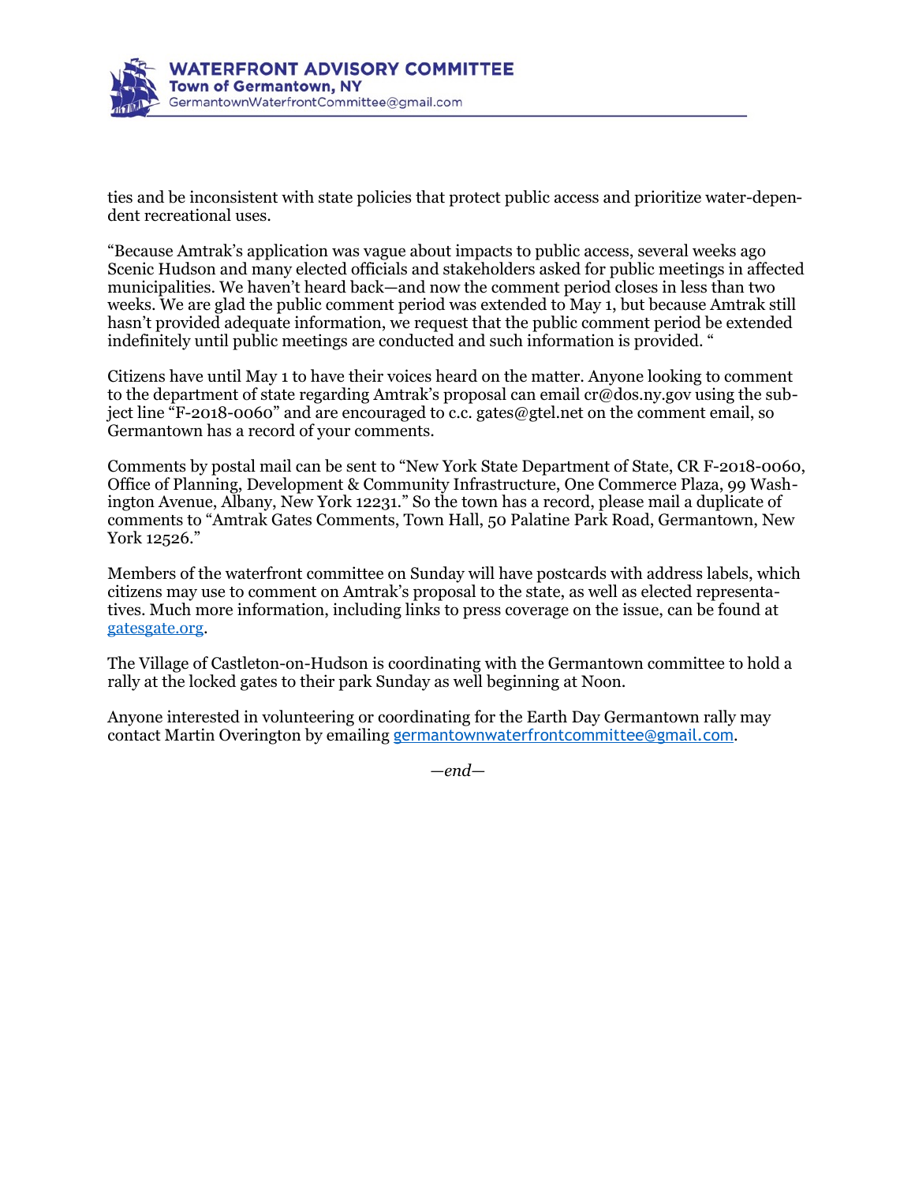ties and be inconsistent with state policies that protect public access and prioritize water-dependent recreational uses.

"Because Amtrak's application was vague about impacts to public access, several weeks ago Scenic Hudson and many elected officials and stakeholders asked for public meetings in affected municipalities. We haven't heard back—and now the comment period closes in less than two weeks. We are glad the public comment period was extended to May 1, but because Amtrak still hasn't provided adequate information, we request that the public comment period be extended indefinitely until public meetings are conducted and such information is provided. "

Citizens have until May 1 to have their voices heard on the matter. Anyone looking to comment to the department of state regarding Amtrak's proposal can email cr@dos.ny.gov using the subject line "F-2018-0060" and are encouraged to c.c. gates@gtel.net on the comment email, so Germantown has a record of your comments.

Comments by postal mail can be sent to "New York State Department of State, CR F-2018-0060, Office of Planning, Development & Community Infrastructure, One Commerce Plaza, 99 Washington Avenue, Albany, New York 12231." So the town has a record, please mail a duplicate of comments to "Amtrak Gates Comments, Town Hall, 50 Palatine Park Road, Germantown, New York 12526."

Members of the waterfront committee on Sunday will have postcards with address labels, which citizens may use to comment on Amtrak's proposal to the state, as well as elected representatives. Much more information, including links to press coverage on the issue, can be found at gatesgate.org.

The Village of Castleton-on-Hudson is coordinating with the Germantown committee to hold a rally at the locked gates to their park Sunday as well beginning at Noon.

Anyone interested in volunteering or coordinating for the Earth Day Germantown rally may contact Martin Overington by emailing germantownwaterfrontcommittee@gmail.com.

*—end—*